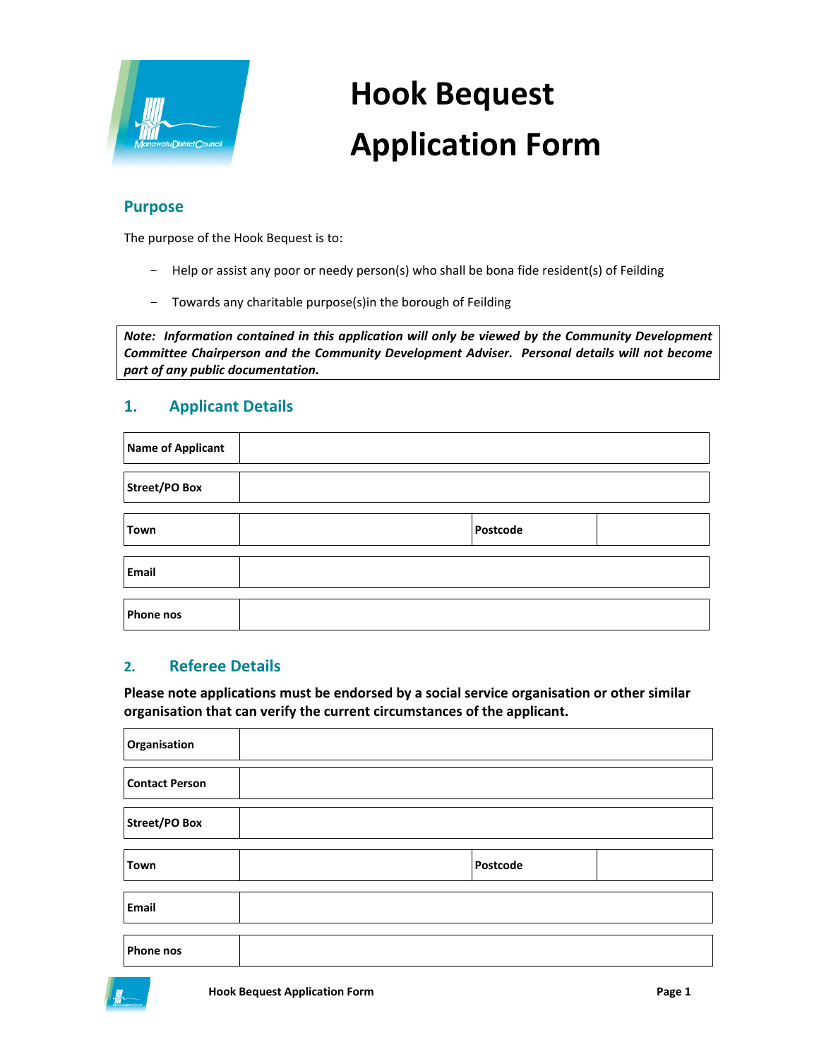# Hook Bequest Application Form

## Purpose

The purpose of the Hook Bequest is to:

- Help or assist any poor or needy person(s) who shall be bona fide resident(s) of Feilding
- Towards any charitable purpose(s)in the borough of Feilding

***Note: Information contained in this application will only be viewed by the Community Development Committee Chairperson and the Community Development Adviser. Personal details will not become part of any public documentation.***

## 1. Applicant Details

| **Name of Applicant** | | | |
|---|---|---|---|
| **Street/PO Box** | | | |
| **Town** | | **Postcode** | |
| **Email** | | | |
| **Phone nos** | | | |

## 2. Referee Details

**Please note applications must be endorsed by a social service organisation or other similar organisation that can verify the current circumstances of the applicant.**

| **Organisation** | | | |
|---|---|---|---|
| **Contact Person** | | | |
| **Street/PO Box** | | | |
| **Town** | | **Postcode** | |
| **Email** | | | |
| **Phone nos** | | | |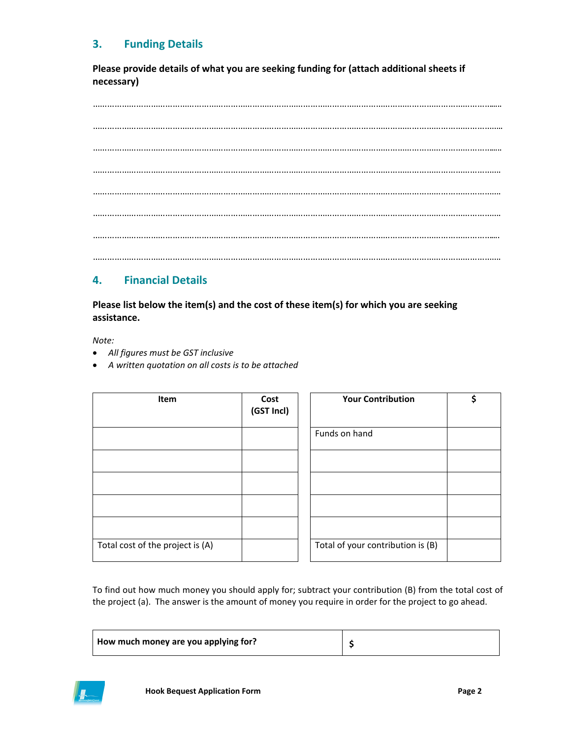## 3. Funding Details

**Please provide details of what you are seeking funding for (attach additional sheets if necessary)**

…………………………………………………………………………………………………………………………………………

…………………………………………………………………………………………………………………………………………

…………………………………………………………………………………………………………………………………………

…………………………………………………………………………………………………………………………………………

…………………………………………………………………………………………………………………………………………

…………………………………………………………………………………………………………………………………………

…………………………………………………………………………………………………………………………………………

…………………………………………………………………………………………………………………………………………

## 4. Financial Details

**Please list below the item(s) and the cost of these item(s) for which you are seeking assistance.**

*Note:*

- *All figures must be GST inclusive*
- *A written quotation on all costs is to be attached*

| Item | Cost (GST Incl) |
|---|---|
| | |
| | |
| | |
| | |
| | |
| Total cost of the project is (A) | |

| Your Contribution | $ |
|---|---|
| Funds on hand | |
| | |
| | |
| | |
| | |
| Total of your contribution is (B) | |

To find out how much money you should apply for; subtract your contribution (B) from the total cost of the project (a). The answer is the amount of money you require in order for the project to go ahead.

| **How much money are you applying for?** | **$** |
|---|---|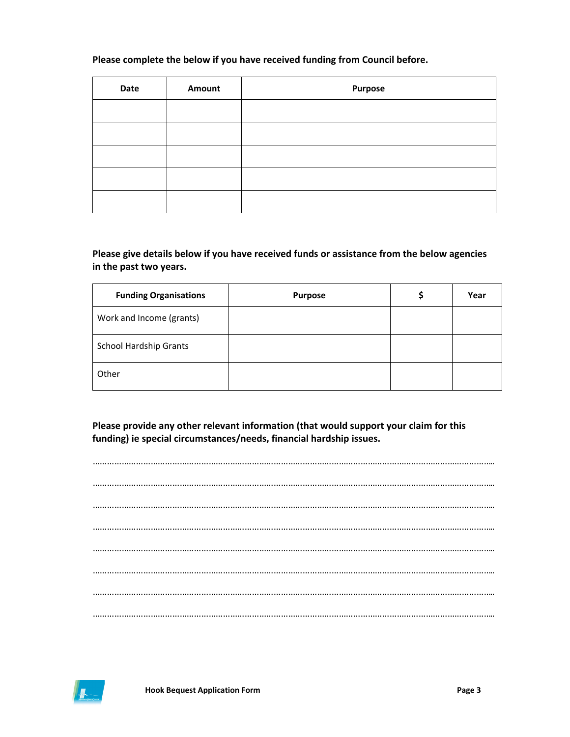**Please complete the below if you have received funding from Council before.**

| Date | Amount | Purpose |
|---|---|---|
| | | |
| | | |
| | | |
| | | |
| | | |

**Please give details below if you have received funds or assistance from the below agencies in the past two years.**

| Funding Organisations | Purpose | $ | Year |
|---|---|---|---|
| Work and Income (grants) | | | |
| School Hardship Grants | | | |
| Other | | | |

**Please provide any other relevant information (that would support your claim for this funding) ie special circumstances/needs, financial hardship issues.**

……………………………………………………………………………………………………………………………………………

……………………………………………………………………………………………………………………………………………

……………………………………………………………………………………………………………………………………………

……………………………………………………………………………………………………………………………………………

……………………………………………………………………………………………………………………………………………

……………………………………………………………………………………………………………………………………………

……………………………………………………………………………………………………………………………………………

……………………………………………………………………………………………………………………………………………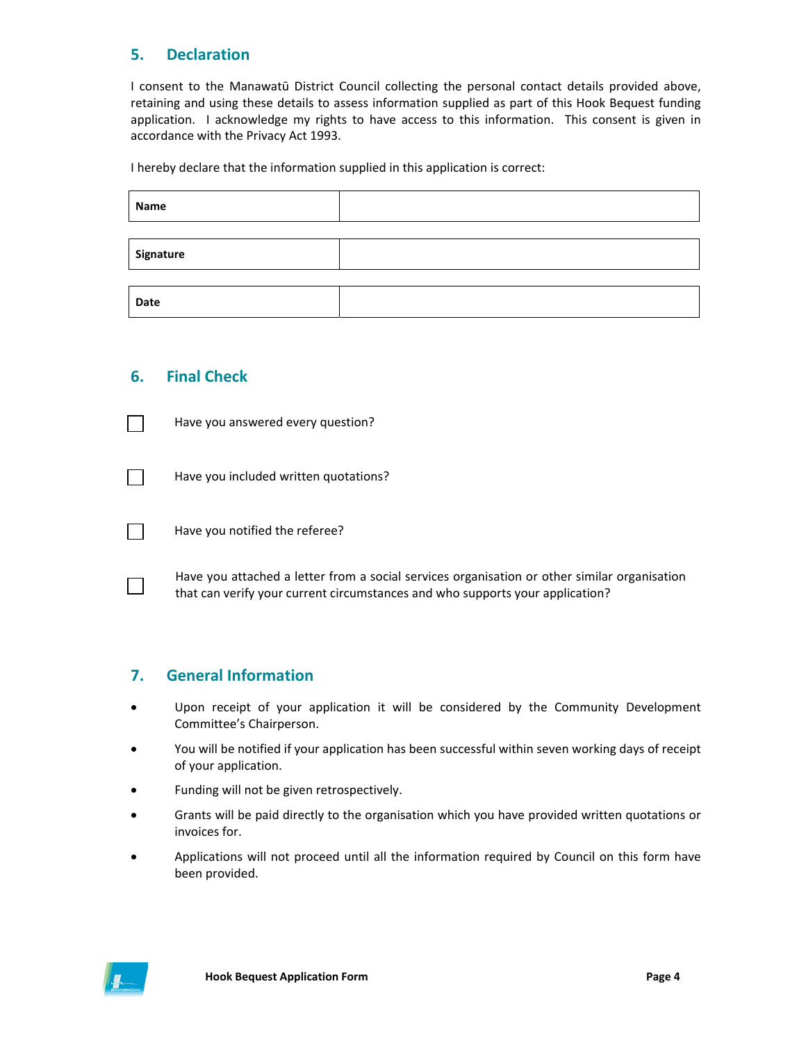## 5. Declaration

I consent to the Manawatū District Council collecting the personal contact details provided above, retaining and using these details to assess information supplied as part of this Hook Bequest funding application. I acknowledge my rights to have access to this information. This consent is given in accordance with the Privacy Act 1993.

I hereby declare that the information supplied in this application is correct:

| **Name** | |
|---|---|

| **Signature** | |
|---|---|

| **Date** | |
|---|---|

## 6. Final Check

- ☐ Have you answered every question?
- ☐ Have you included written quotations?
- ☐ Have you notified the referee?
- ☐ Have you attached a letter from a social services organisation or other similar organisation that can verify your current circumstances and who supports your application?

## 7. General Information

- Upon receipt of your application it will be considered by the Community Development Committee's Chairperson.
- You will be notified if your application has been successful within seven working days of receipt of your application.
- Funding will not be given retrospectively.
- Grants will be paid directly to the organisation which you have provided written quotations or invoices for.
- Applications will not proceed until all the information required by Council on this form have been provided.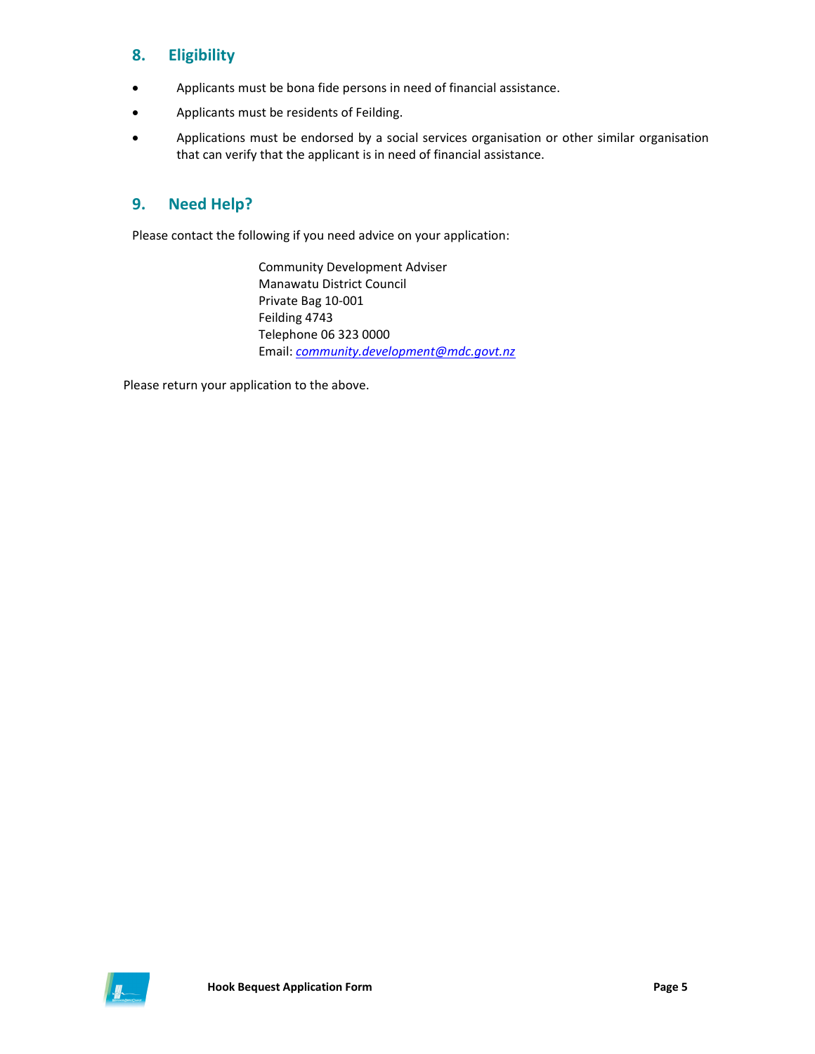## 8. Eligibility

- Applicants must be bona fide persons in need of financial assistance.
- Applicants must be residents of Feilding.
- Applications must be endorsed by a social services organisation or other similar organisation that can verify that the applicant is in need of financial assistance.

## 9. Need Help?

Please contact the following if you need advice on your application:

Community Development Adviser
Manawatu District Council
Private Bag 10-001
Feilding 4743
Telephone 06 323 0000
Email: *community.development@mdc.govt.nz*

Please return your application to the above.